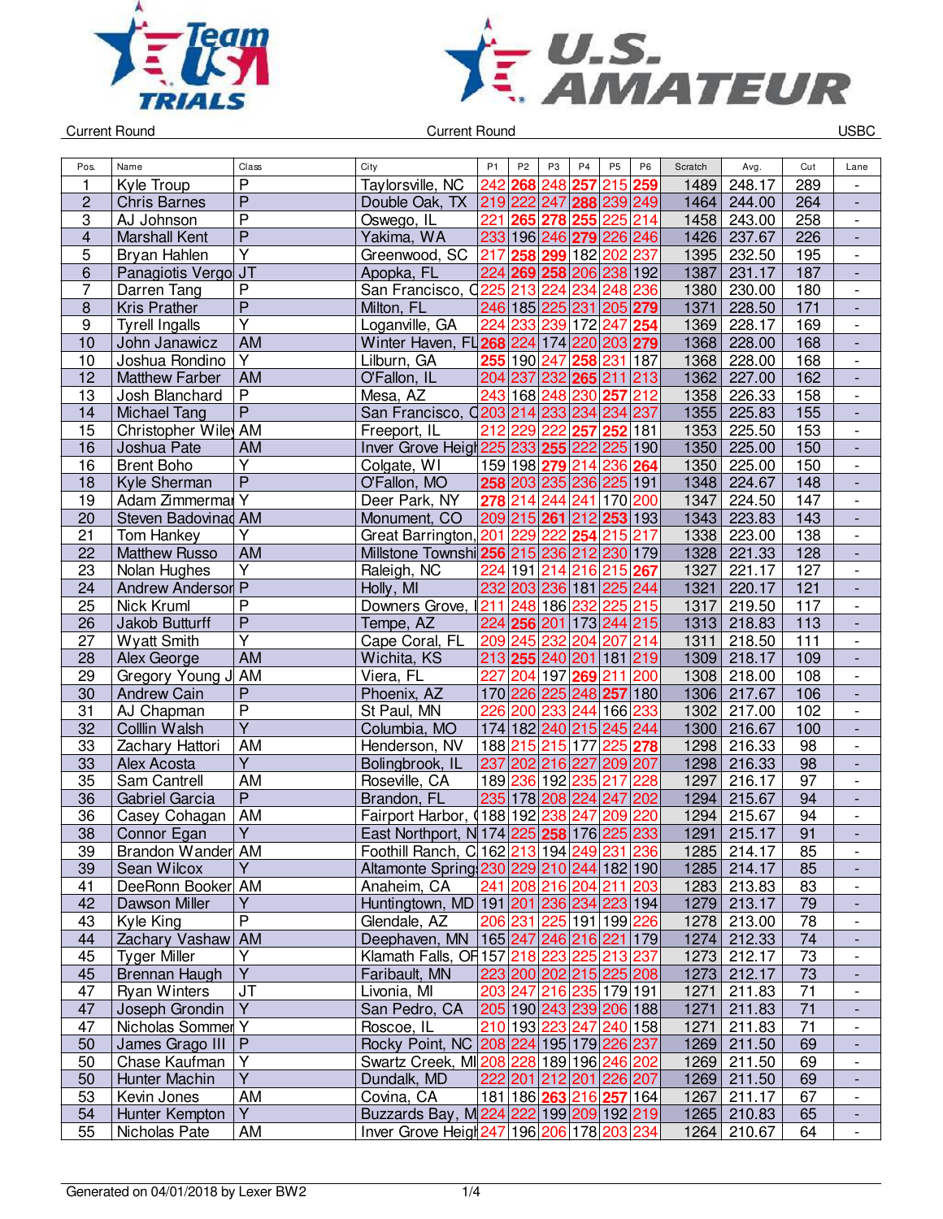Current Round | Current Round | USBC

| Pos. | Name | Class | City | P1 | P2 | P3 | P4 | P5 | P6 | Scratch | Avg. | Cut | Lane |
|---|---|---|---|---|---|---|---|---|---|---|---|---|---|
| 1 | Kyle Troup | P | Taylorsville, NC | 242 | 268 | 248 | 257 | 215 | 259 | 1489 | 248.17 | 289 | - |
| 2 | Chris Barnes | P | Double Oak, TX | 219 | 222 | 247 | 288 | 239 | 249 | 1464 | 244.00 | 264 | - |
| 3 | AJ Johnson | P | Oswego, IL | 221 | 265 | 278 | 255 | 225 | 214 | 1458 | 243.00 | 258 | - |
| 4 | Marshall Kent | P | Yakima, WA | 233 | 196 | 246 | 279 | 226 | 246 | 1426 | 237.67 | 226 | - |
| 5 | Bryan Hahlen | Y | Greenwood, SC | 217 | 258 | 299 | 182 | 202 | 237 | 1395 | 232.50 | 195 | - |
| 6 | Panagiotis Vergo | JT | Apopka, FL | 224 | 269 | 258 | 206 | 238 | 192 | 1387 | 231.17 | 187 | - |
| 7 | Darren Tang | P | San Francisco, C | 225 | 213 | 224 | 234 | 248 | 236 | 1380 | 230.00 | 180 | - |
| 8 | Kris Prather | P | Milton, FL | 246 | 185 | 225 | 231 | 205 | 279 | 1371 | 228.50 | 171 | - |
| 9 | Tyrell Ingalls | Y | Loganville, GA | 224 | 233 | 239 | 172 | 247 | 254 | 1369 | 228.17 | 169 | - |
| 10 | John Janawicz | AM | Winter Haven, FL | 268 | 224 | 174 | 220 | 203 | 279 | 1368 | 228.00 | 168 | - |
| 10 | Joshua Rondino | Y | Lilburn, GA | 255 | 190 | 247 | 258 | 231 | 187 | 1368 | 228.00 | 168 | - |
| 12 | Matthew Farber | AM | O'Fallon, IL | 204 | 237 | 232 | 265 | 211 | 213 | 1362 | 227.00 | 162 | - |
| 13 | Josh Blanchard | P | Mesa, AZ | 243 | 168 | 248 | 230 | 257 | 212 | 1358 | 226.33 | 158 | - |
| 14 | Michael Tang | P | San Francisco, C | 203 | 214 | 233 | 234 | 234 | 237 | 1355 | 225.83 | 155 | - |
| 15 | Christopher Wiley | AM | Freeport, IL | 212 | 229 | 222 | 257 | 252 | 181 | 1353 | 225.50 | 153 | - |
| 16 | Joshua Pate | AM | Inver Grove Heigh | 225 | 233 | 255 | 222 | 225 | 190 | 1350 | 225.00 | 150 | - |
| 16 | Brent Boho | Y | Colgate, WI | 159 | 198 | 279 | 214 | 236 | 264 | 1350 | 225.00 | 150 | - |
| 18 | Kyle Sherman | P | O'Fallon, MO | 258 | 203 | 235 | 236 | 225 | 191 | 1348 | 224.67 | 148 | - |
| 19 | Adam Zimmerman | Y | Deer Park, NY | 278 | 214 | 244 | 241 | 170 | 200 | 1347 | 224.50 | 147 | - |
| 20 | Steven Badovinac | AM | Monument, CO | 209 | 215 | 261 | 212 | 253 | 193 | 1343 | 223.83 | 143 | - |
| 21 | Tom Hankey | Y | Great Barrington, | 201 | 229 | 222 | 254 | 215 | 217 | 1338 | 223.00 | 138 | - |
| 22 | Matthew Russo | AM | Millstone Townshi | 256 | 215 | 236 | 212 | 230 | 179 | 1328 | 221.33 | 128 | - |
| 23 | Nolan Hughes | Y | Raleigh, NC | 224 | 191 | 214 | 216 | 215 | 267 | 1327 | 221.17 | 127 | - |
| 24 | Andrew Anderson | P | Holly, MI | 232 | 203 | 236 | 181 | 225 | 244 | 1321 | 220.17 | 121 | - |
| 25 | Nick Kruml | P | Downers Grove, I | 211 | 248 | 186 | 232 | 225 | 215 | 1317 | 219.50 | 117 | - |
| 26 | Jakob Butturff | P | Tempe, AZ | 224 | 256 | 201 | 173 | 244 | 215 | 1313 | 218.83 | 113 | - |
| 27 | Wyatt Smith | Y | Cape Coral, FL | 209 | 245 | 232 | 204 | 207 | 214 | 1311 | 218.50 | 111 | - |
| 28 | Alex George | AM | Wichita, KS | 213 | 255 | 240 | 201 | 181 | 219 | 1309 | 218.17 | 109 | - |
| 29 | Gregory Young J | AM | Viera, FL | 227 | 204 | 197 | 269 | 211 | 200 | 1308 | 218.00 | 108 | - |
| 30 | Andrew Cain | P | Phoenix, AZ | 170 | 226 | 225 | 248 | 257 | 180 | 1306 | 217.67 | 106 | - |
| 31 | AJ Chapman | P | St Paul, MN | 226 | 200 | 233 | 244 | 166 | 233 | 1302 | 217.00 | 102 | - |
| 32 | Colllin Walsh | Y | Columbia, MO | 174 | 182 | 240 | 215 | 245 | 244 | 1300 | 216.67 | 100 | - |
| 33 | Zachary Hattori | AM | Henderson, NV | 188 | 215 | 215 | 177 | 225 | 278 | 1298 | 216.33 | 98 | - |
| 33 | Alex Acosta | Y | Bolingbrook, IL | 237 | 202 | 216 | 227 | 209 | 207 | 1298 | 216.33 | 98 | - |
| 35 | Sam Cantrell | AM | Roseville, CA | 189 | 236 | 192 | 235 | 217 | 228 | 1297 | 216.17 | 97 | - |
| 36 | Gabriel Garcia | P | Brandon, FL | 235 | 178 | 208 | 224 | 247 | 202 | 1294 | 215.67 | 94 | - |
| 36 | Casey Cohagan | AM | Fairport Harbor, ( | 188 | 192 | 238 | 247 | 209 | 220 | 1294 | 215.67 | 94 | - |
| 38 | Connor Egan | Y | East Northport, N | 174 | 225 | 258 | 176 | 225 | 233 | 1291 | 215.17 | 91 | - |
| 39 | Brandon Wander | AM | Foothill Ranch, C | 162 | 213 | 194 | 249 | 231 | 236 | 1285 | 214.17 | 85 | - |
| 39 | Sean Wilcox | Y | Altamonte Spring | 230 | 229 | 210 | 244 | 182 | 190 | 1285 | 214.17 | 85 | - |
| 41 | DeeRonn Booker | AM | Anaheim, CA | 241 | 208 | 216 | 204 | 211 | 203 | 1283 | 213.83 | 83 | - |
| 42 | Dawson Miller | Y | Huntingtown, MD | 191 | 201 | 236 | 234 | 223 | 194 | 1279 | 213.17 | 79 | - |
| 43 | Kyle King | P | Glendale, AZ | 206 | 231 | 225 | 191 | 199 | 226 | 1278 | 213.00 | 78 | - |
| 44 | Zachary Vashaw | AM | Deephaven, MN | 165 | 247 | 246 | 216 | 221 | 179 | 1274 | 212.33 | 74 | - |
| 45 | Tyger Miller | Y | Klamath Falls, OR | 157 | 218 | 223 | 225 | 213 | 237 | 1273 | 212.17 | 73 | - |
| 45 | Brennan Haugh | Y | Faribault, MN | 223 | 200 | 202 | 215 | 225 | 208 | 1273 | 212.17 | 73 | - |
| 47 | Ryan Winters | JT | Livonia, MI | 203 | 247 | 216 | 235 | 179 | 191 | 1271 | 211.83 | 71 | - |
| 47 | Joseph Grondin | Y | San Pedro, CA | 205 | 190 | 243 | 239 | 206 | 188 | 1271 | 211.83 | 71 | - |
| 47 | Nicholas Sommer | Y | Roscoe, IL | 210 | 193 | 223 | 247 | 240 | 158 | 1271 | 211.83 | 71 | - |
| 50 | James Grago III | P | Rocky Point, NC | 208 | 224 | 195 | 179 | 226 | 237 | 1269 | 211.50 | 69 | - |
| 50 | Chase Kaufman | Y | Swartz Creek, MI | 208 | 228 | 189 | 196 | 246 | 202 | 1269 | 211.50 | 69 | - |
| 50 | Hunter Machin | Y | Dundalk, MD | 222 | 201 | 212 | 201 | 226 | 207 | 1269 | 211.50 | 69 | - |
| 53 | Kevin Jones | AM | Covina, CA | 181 | 186 | 263 | 216 | 257 | 164 | 1267 | 211.17 | 67 | - |
| 54 | Hunter Kempton | Y | Buzzards Bay, M | 224 | 222 | 199 | 209 | 192 | 219 | 1265 | 210.83 | 65 | - |
| 55 | Nicholas Pate | AM | Inver Grove Heigh | 247 | 196 | 206 | 178 | 203 | 234 | 1264 | 210.67 | 64 | - |

Generated on 04/01/2018 by Lexer BW2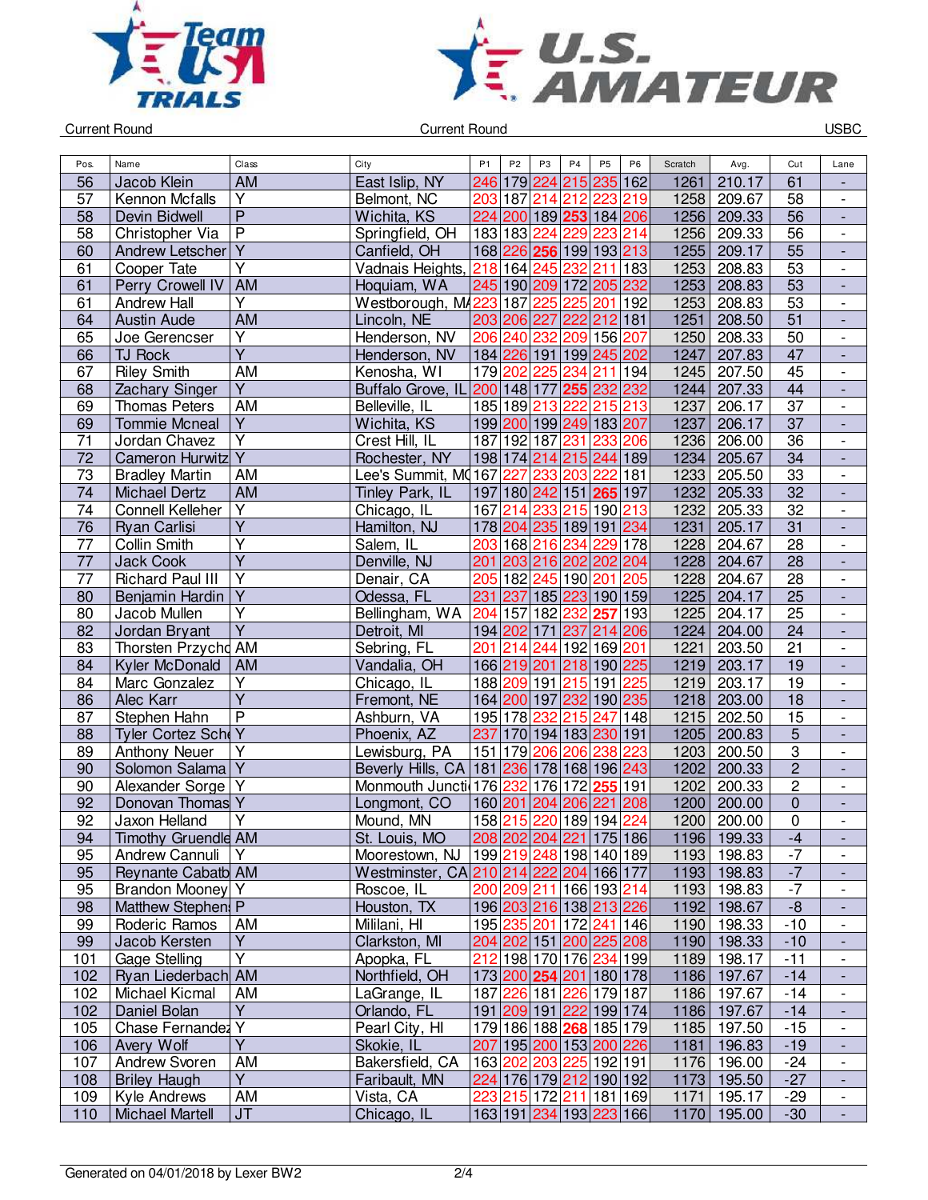Current Round

Current Round

USBC

| Pos. | Name | Class | City | P1 | P2 | P3 | P4 | P5 | P6 | Scratch | Avg. | Cut | Lane |
|---|---|---|---|---|---|---|---|---|---|---|---|---|---|
| 56 | Jacob Klein | AM | East Islip, NY | 246 | 179 | 224 | 215 | 235 | 162 | 1261 | 210.17 | 61 | - |
| 57 | Kennon Mcfalls | Y | Belmont, NC | 203 | 187 | 214 | 212 | 223 | 219 | 1258 | 209.67 | 58 | - |
| 58 | Devin Bidwell | P | Wichita, KS | 224 | 200 | 189 | **253** | 184 | 206 | 1256 | 209.33 | 56 | - |
| 58 | Christopher Via | P | Springfield, OH | 183 | 183 | 224 | 229 | 223 | 214 | 1256 | 209.33 | 56 | - |
| 60 | Andrew Letscher | Y | Canfield, OH | 168 | 226 | **256** | 199 | 193 | 213 | 1255 | 209.17 | 55 | - |
| 61 | Cooper Tate | Y | Vadnais Heights, | 218 | 164 | 245 | 232 | 211 | 183 | 1253 | 208.83 | 53 | - |
| 61 | Perry Crowell IV | AM | Hoquiam, WA | 245 | 190 | 209 | 172 | 205 | 232 | 1253 | 208.83 | 53 | - |
| 61 | Andrew Hall | Y | Westborough, M/ | 223 | 187 | 225 | 225 | 201 | 192 | 1253 | 208.83 | 53 | - |
| 64 | Austin Aude | AM | Lincoln, NE | 203 | 206 | 227 | 222 | 212 | 181 | 1251 | 208.50 | 51 | - |
| 65 | Joe Gerencser | Y | Henderson, NV | 206 | 240 | 232 | 209 | 156 | 207 | 1250 | 208.33 | 50 | - |
| 66 | TJ Rock | Y | Henderson, NV | 184 | 226 | 191 | 199 | 245 | 202 | 1247 | 207.83 | 47 | - |
| 67 | Riley Smith | AM | Kenosha, WI | 179 | 202 | 225 | 234 | 211 | 194 | 1245 | 207.50 | 45 | - |
| 68 | Zachary Singer | Y | Buffalo Grove, IL | 200 | 148 | 177 | **255** | 232 | 232 | 1244 | 207.33 | 44 | - |
| 69 | Thomas Peters | AM | Belleville, IL | 185 | 189 | 213 | 222 | 215 | 213 | 1237 | 206.17 | 37 | - |
| 69 | Tommie Mcneal | Y | Wichita, KS | 199 | 200 | 199 | 249 | 183 | 207 | 1237 | 206.17 | 37 | - |
| 71 | Jordan Chavez | Y | Crest Hill, IL | 187 | 192 | 187 | 231 | 233 | 206 | 1236 | 206.00 | 36 | - |
| 72 | Cameron Hurwitz | Y | Rochester, NY | 198 | 174 | 214 | 215 | 244 | 189 | 1234 | 205.67 | 34 | - |
| 73 | Bradley Martin | AM | Lee's Summit, MO | 167 | 227 | 233 | 203 | 222 | 181 | 1233 | 205.50 | 33 | - |
| 74 | Michael Dertz | AM | Tinley Park, IL | 197 | 180 | 242 | 151 | **265** | 197 | 1232 | 205.33 | 32 | - |
| 74 | Connell Kelleher | Y | Chicago, IL | 167 | 214 | 233 | 215 | 190 | 213 | 1232 | 205.33 | 32 | - |
| 76 | Ryan Carlisi | Y | Hamilton, NJ | 178 | 204 | 235 | 189 | 191 | 234 | 1231 | 205.17 | 31 | - |
| 77 | Collin Smith | Y | Salem, IL | 203 | 168 | 216 | 234 | 229 | 178 | 1228 | 204.67 | 28 | - |
| 77 | Jack Cook | Y | Denville, NJ | 201 | 203 | 216 | 202 | 202 | 204 | 1228 | 204.67 | 28 | - |
| 77 | Richard Paul III | Y | Denair, CA | 205 | 182 | 245 | 190 | 201 | 205 | 1228 | 204.67 | 28 | - |
| 80 | Benjamin Hardin | Y | Odessa, FL | 231 | 237 | 185 | 223 | 190 | 159 | 1225 | 204.17 | 25 | - |
| 80 | Jacob Mullen | Y | Bellingham, WA | 204 | 157 | 182 | 232 | **257** | 193 | 1225 | 204.17 | 25 | - |
| 82 | Jordan Bryant | Y | Detroit, MI | 194 | 202 | 171 | 237 | 214 | 206 | 1224 | 204.00 | 24 | - |
| 83 | Thorsten Przychc | AM | Sebring, FL | 201 | 214 | 244 | 192 | 169 | 201 | 1221 | 203.50 | 21 | - |
| 84 | Kyler McDonald | AM | Vandalia, OH | 166 | 219 | 201 | 218 | 190 | 225 | 1219 | 203.17 | 19 | - |
| 84 | Marc Gonzalez | Y | Chicago, IL | 188 | 209 | 191 | 215 | 191 | 225 | 1219 | 203.17 | 19 | - |
| 86 | Alec Karr | Y | Fremont, NE | 164 | 200 | 197 | 232 | 190 | 235 | 1218 | 203.00 | 18 | - |
| 87 | Stephen Hahn | P | Ashburn, VA | 195 | 178 | 232 | 215 | 247 | 148 | 1215 | 202.50 | 15 | - |
| 88 | Tyler Cortez Sche | Y | Phoenix, AZ | 237 | 170 | 194 | 183 | 230 | 191 | 1205 | 200.83 | 5 | - |
| 89 | Anthony Neuer | Y | Lewisburg, PA | 151 | 179 | 206 | 206 | 238 | 223 | 1203 | 200.50 | 3 | - |
| 90 | Solomon Salama | Y | Beverly Hills, CA | 181 | 236 | 178 | 168 | 196 | 243 | 1202 | 200.33 | 2 | - |
| 90 | Alexander Sorge | Y | Monmouth Juncti | 176 | 232 | 176 | 172 | **255** | 191 | 1202 | 200.33 | 2 | - |
| 92 | Donovan Thomas | Y | Longmont, CO | 160 | 201 | 204 | 206 | 221 | 208 | 1200 | 200.00 | 0 | - |
| 92 | Jaxon Helland | Y | Mound, MN | 158 | 215 | 220 | 189 | 194 | 224 | 1200 | 200.00 | 0 | - |
| 94 | Timothy Gruendle | AM | St. Louis, MO | 208 | 202 | 204 | 221 | 175 | 186 | 1196 | 199.33 | -4 | - |
| 95 | Andrew Cannuli | Y | Moorestown, NJ | 199 | 219 | 248 | 198 | 140 | 189 | 1193 | 198.83 | -7 | - |
| 95 | Reynante Cabatb | AM | Westminster, CA | 210 | 214 | 222 | 204 | 166 | 177 | 1193 | 198.83 | -7 | - |
| 95 | Brandon Mooney | Y | Roscoe, IL | 200 | 209 | 211 | 166 | 193 | 214 | 1193 | 198.83 | -7 | - |
| 98 | Matthew Stephen | P | Houston, TX | 196 | 203 | 216 | 138 | 213 | 226 | 1192 | 198.67 | -8 | - |
| 99 | Roderic Ramos | AM | Mililani, HI | 195 | 235 | 201 | 172 | 241 | 146 | 1190 | 198.33 | -10 | - |
| 99 | Jacob Kersten | Y | Clarkston, MI | 204 | 202 | 151 | 200 | 225 | 208 | 1190 | 198.33 | -10 | - |
| 101 | Gage Stelling | Y | Apopka, FL | 212 | 198 | 170 | 176 | 234 | 199 | 1189 | 198.17 | -11 | - |
| 102 | Ryan Liederbach | AM | Northfield, OH | 173 | 200 | **254** | 201 | 180 | 178 | 1186 | 197.67 | -14 | - |
| 102 | Michael Kicmal | AM | LaGrange, IL | 187 | 226 | 181 | 226 | 179 | 187 | 1186 | 197.67 | -14 | - |
| 102 | Daniel Bolan | Y | Orlando, FL | 191 | 209 | 191 | 222 | 199 | 174 | 1186 | 197.67 | -14 | - |
| 105 | Chase Fernandez | Y | Pearl City, HI | 179 | 186 | 188 | **268** | 185 | 179 | 1185 | 197.50 | -15 | - |
| 106 | Avery Wolf | Y | Skokie, IL | 207 | 195 | 200 | 153 | 200 | 226 | 1181 | 196.83 | -19 | - |
| 107 | Andrew Svoren | AM | Bakersfield, CA | 163 | 202 | 203 | 225 | 192 | 191 | 1176 | 196.00 | -24 | - |
| 108 | Briley Haugh | Y | Faribault, MN | 224 | 176 | 179 | 212 | 190 | 192 | 1173 | 195.50 | -27 | - |
| 109 | Kyle Andrews | AM | Vista, CA | 223 | 215 | 172 | 211 | 181 | 169 | 1171 | 195.17 | -29 | - |
| 110 | Michael Martell | JT | Chicago, IL | 163 | 191 | 234 | 193 | 223 | 166 | 1170 | 195.00 | -30 | - |

Generated on 04/01/2018 by Lexer BW2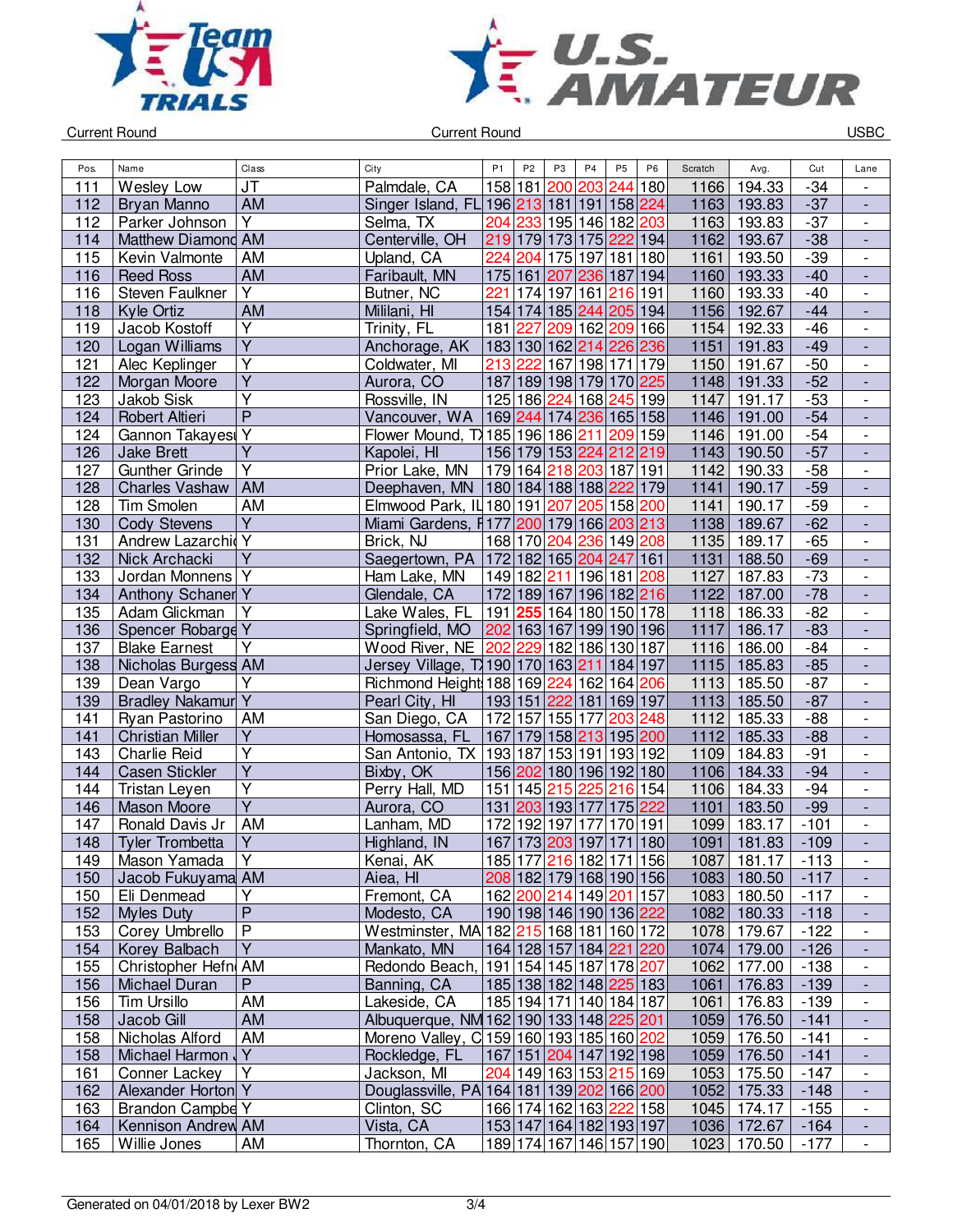Current Round | Current Round | USBC

| Pos. | Name | Class | City | P1 | P2 | P3 | P4 | P5 | P6 | Scratch | Avg. | Cut | Lane |
|---|---|---|---|---|---|---|---|---|---|---|---|---|---|
| 111 | Wesley Low | JT | Palmdale, CA | 158 | 181 | 200 | 203 | 244 | 180 | 1166 | 194.33 | -34 | - |
| 112 | Bryan Manno | AM | Singer Island, FL | 196 | 213 | 181 | 191 | 158 | 224 | 1163 | 193.83 | -37 | - |
| 112 | Parker Johnson | Y | Selma, TX | 204 | 233 | 195 | 146 | 182 | 203 | 1163 | 193.83 | -37 | - |
| 114 | Matthew Diamond | AM | Centerville, OH | 219 | 179 | 173 | 175 | 222 | 194 | 1162 | 193.67 | -38 | - |
| 115 | Kevin Valmonte | AM | Upland, CA | 224 | 204 | 175 | 197 | 181 | 180 | 1161 | 193.50 | -39 | - |
| 116 | Reed Ross | AM | Faribault, MN | 175 | 161 | 207 | 236 | 187 | 194 | 1160 | 193.33 | -40 | - |
| 116 | Steven Faulkner | Y | Butner, NC | 221 | 174 | 197 | 161 | 216 | 191 | 1160 | 193.33 | -40 | - |
| 118 | Kyle Ortiz | AM | Mililani, HI | 154 | 174 | 185 | 244 | 205 | 194 | 1156 | 192.67 | -44 | - |
| 119 | Jacob Kostoff | Y | Trinity, FL | 181 | 227 | 209 | 162 | 209 | 166 | 1154 | 192.33 | -46 | - |
| 120 | Logan Williams | Y | Anchorage, AK | 183 | 130 | 162 | 214 | 226 | 236 | 1151 | 191.83 | -49 | - |
| 121 | Alec Keplinger | Y | Coldwater, MI | 213 | 222 | 167 | 198 | 171 | 179 | 1150 | 191.67 | -50 | - |
| 122 | Morgan Moore | Y | Aurora, CO | 187 | 189 | 198 | 179 | 170 | 225 | 1148 | 191.33 | -52 | - |
| 123 | Jakob Sisk | Y | Rossville, IN | 125 | 186 | 224 | 168 | 245 | 199 | 1147 | 191.17 | -53 | - |
| 124 | Robert Altieri | P | Vancouver, WA | 169 | 244 | 174 | 236 | 165 | 158 | 1146 | 191.00 | -54 | - |
| 124 | Gannon Takayesu | Y | Flower Mound, TX | 185 | 196 | 186 | 211 | 209 | 159 | 1146 | 191.00 | -54 | - |
| 126 | Jake Brett | Y | Kapolei, HI | 156 | 179 | 153 | 224 | 212 | 219 | 1143 | 190.50 | -57 | - |
| 127 | Gunther Grinde | Y | Prior Lake, MN | 179 | 164 | 218 | 203 | 187 | 191 | 1142 | 190.33 | -58 | - |
| 128 | Charles Vashaw | AM | Deephaven, MN | 180 | 184 | 188 | 188 | 222 | 179 | 1141 | 190.17 | -59 | - |
| 128 | Tim Smolen | AM | Elmwood Park, IL | 180 | 191 | 207 | 205 | 158 | 200 | 1141 | 190.17 | -59 | - |
| 130 | Cody Stevens | Y | Miami Gardens, FL | 177 | 200 | 179 | 166 | 203 | 213 | 1138 | 189.67 | -62 | - |
| 131 | Andrew Lazarchick | Y | Brick, NJ | 168 | 170 | 204 | 236 | 149 | 208 | 1135 | 189.17 | -65 | - |
| 132 | Nick Archacki | Y | Saegertown, PA | 172 | 182 | 165 | 204 | 247 | 161 | 1131 | 188.50 | -69 | - |
| 133 | Jordan Monnens | Y | Ham Lake, MN | 149 | 182 | 211 | 196 | 181 | 208 | 1127 | 187.83 | -73 | - |
| 134 | Anthony Schaner | Y | Glendale, CA | 172 | 189 | 167 | 196 | 182 | 216 | 1122 | 187.00 | -78 | - |
| 135 | Adam Glickman | Y | Lake Wales, FL | 191 | **255** | 164 | 180 | 150 | 178 | 1118 | 186.33 | -82 | - |
| 136 | Spencer Robarge | Y | Springfield, MO | 202 | 163 | 167 | 199 | 190 | 196 | 1117 | 186.17 | -83 | - |
| 137 | Blake Earnest | Y | Wood River, NE | 202 | 229 | 182 | 186 | 130 | 187 | 1116 | 186.00 | -84 | - |
| 138 | Nicholas Burgess | AM | Jersey Village, TX | 190 | 170 | 163 | 211 | 184 | 197 | 1115 | 185.83 | -85 | - |
| 139 | Dean Vargo | Y | Richmond Heights | 188 | 169 | 224 | 162 | 164 | 206 | 1113 | 185.50 | -87 | - |
| 139 | Bradley Nakamura | Y | Pearl City, HI | 193 | 151 | 222 | 181 | 169 | 197 | 1113 | 185.50 | -87 | - |
| 141 | Ryan Pastorino | AM | San Diego, CA | 172 | 157 | 155 | 177 | 203 | 248 | 1112 | 185.33 | -88 | - |
| 141 | Christian Miller | Y | Homosassa, FL | 167 | 179 | 158 | 213 | 195 | 200 | 1112 | 185.33 | -88 | - |
| 143 | Charlie Reid | Y | San Antonio, TX | 193 | 187 | 153 | 191 | 193 | 192 | 1109 | 184.83 | -91 | - |
| 144 | Casen Stickler | Y | Bixby, OK | 156 | 202 | 180 | 196 | 192 | 180 | 1106 | 184.33 | -94 | - |
| 144 | Tristan Leyen | Y | Perry Hall, MD | 151 | 145 | 215 | 225 | 216 | 154 | 1106 | 184.33 | -94 | - |
| 146 | Mason Moore | Y | Aurora, CO | 131 | 203 | 193 | 177 | 175 | 222 | 1101 | 183.50 | -99 | - |
| 147 | Ronald Davis Jr | AM | Lanham, MD | 172 | 192 | 197 | 177 | 170 | 191 | 1099 | 183.17 | -101 | - |
| 148 | Tyler Trombetta | Y | Highland, IN | 167 | 173 | 203 | 197 | 171 | 180 | 1091 | 181.83 | -109 | - |
| 149 | Mason Yamada | Y | Kenai, AK | 185 | 177 | 216 | 182 | 171 | 156 | 1087 | 181.17 | -113 | - |
| 150 | Jacob Fukuyama | AM | Aiea, HI | 208 | 182 | 179 | 168 | 190 | 156 | 1083 | 180.50 | -117 | - |
| 150 | Eli Denmead | Y | Fremont, CA | 162 | 200 | 214 | 149 | 201 | 157 | 1083 | 180.50 | -117 | - |
| 152 | Myles Duty | P | Modesto, CA | 190 | 198 | 146 | 190 | 136 | 222 | 1082 | 180.33 | -118 | - |
| 153 | Corey Umbrello | P | Westminster, MA | 182 | 215 | 168 | 181 | 160 | 172 | 1078 | 179.67 | -122 | - |
| 154 | Korey Balbach | Y | Mankato, MN | 164 | 128 | 157 | 184 | 221 | 220 | 1074 | 179.00 | -126 | - |
| 155 | Christopher Hefner | AM | Redondo Beach, | 191 | 154 | 145 | 187 | 178 | 207 | 1062 | 177.00 | -138 | - |
| 156 | Michael Duran | P | Banning, CA | 185 | 138 | 182 | 148 | 225 | 183 | 1061 | 176.83 | -139 | - |
| 156 | Tim Ursillo | AM | Lakeside, CA | 185 | 194 | 171 | 140 | 184 | 187 | 1061 | 176.83 | -139 | - |
| 158 | Jacob Gill | AM | Albuquerque, NM | 162 | 190 | 133 | 148 | 225 | 201 | 1059 | 176.50 | -141 | - |
| 158 | Nicholas Alford | AM | Moreno Valley, C | 159 | 160 | 193 | 185 | 160 | 202 | 1059 | 176.50 | -141 | - |
| 158 | Michael Harmon J | Y | Rockledge, FL | 167 | 151 | 204 | 147 | 192 | 198 | 1059 | 176.50 | -141 | - |
| 161 | Conner Lackey | Y | Jackson, MI | 204 | 149 | 163 | 153 | 215 | 169 | 1053 | 175.50 | -147 | - |
| 162 | Alexander Horton | Y | Douglassville, PA | 164 | 181 | 139 | 202 | 166 | 200 | 1052 | 175.33 | -148 | - |
| 163 | Brandon Campbell | Y | Clinton, SC | 166 | 174 | 162 | 163 | 222 | 158 | 1045 | 174.17 | -155 | - |
| 164 | Kennison Andrews | AM | Vista, CA | 153 | 147 | 164 | 182 | 193 | 197 | 1036 | 172.67 | -164 | - |
| 165 | Willie Jones | AM | Thornton, CA | 189 | 174 | 167 | 146 | 157 | 190 | 1023 | 170.50 | -177 | - |

Generated on 04/01/2018 by Lexer BW2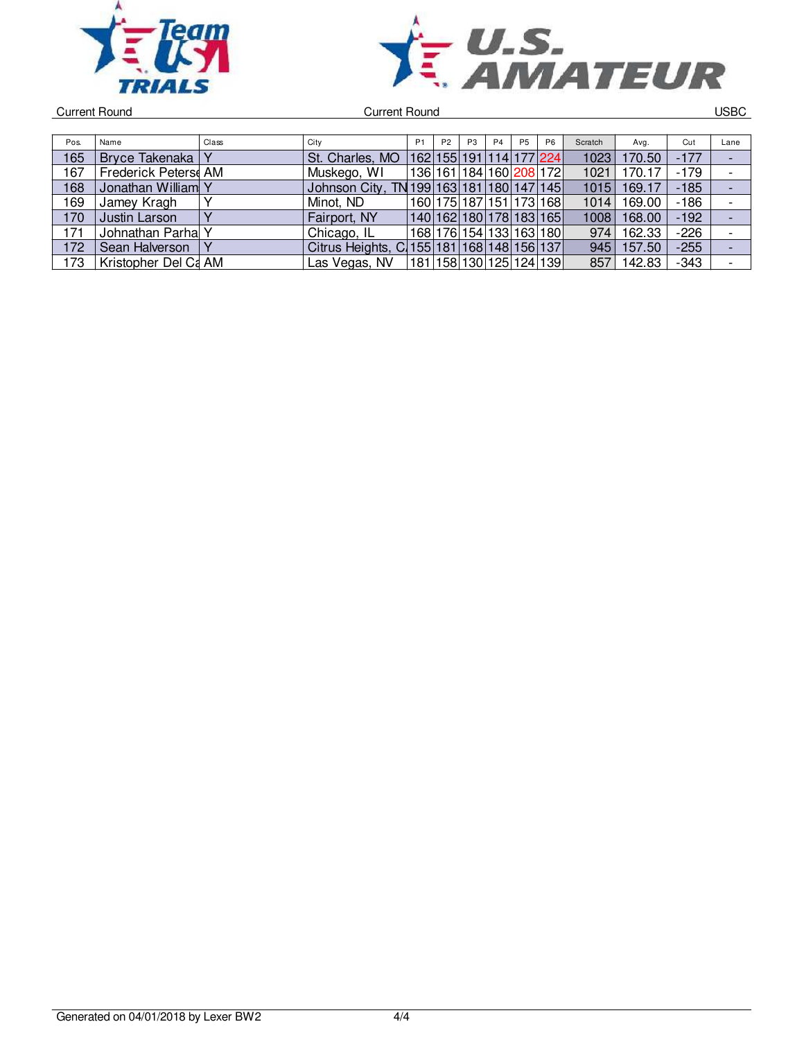Current Round | Current Round | USBC

| Pos. | Name | Class | City | P1 | P2 | P3 | P4 | P5 | P6 | Scratch | Avg. | Cut | Lane |
|---|---|---|---|---|---|---|---|---|---|---|---|---|---|
| 165 | Bryce Takenaka | Y | St. Charles, MO | 162 | 155 | 191 | 114 | 177 | 224 | 1023 | 170.50 | -177 | - |
| 167 | Frederick Peterse | AM | Muskego, WI | 136 | 161 | 184 | 160 | 208 | 172 | 1021 | 170.17 | -179 | - |
| 168 | Jonathan William | Y | Johnson City, TN | 199 | 163 | 181 | 180 | 147 | 145 | 1015 | 169.17 | -185 | - |
| 169 | Jamey Kragh | Y | Minot, ND | 160 | 175 | 187 | 151 | 173 | 168 | 1014 | 169.00 | -186 | - |
| 170 | Justin Larson | Y | Fairport, NY | 140 | 162 | 180 | 178 | 183 | 165 | 1008 | 168.00 | -192 | - |
| 171 | Johnathan Parha | Y | Chicago, IL | 168 | 176 | 154 | 133 | 163 | 180 | 974 | 162.33 | -226 | - |
| 172 | Sean Halverson | Y | Citrus Heights, C. | 155 | 181 | 168 | 148 | 156 | 137 | 945 | 157.50 | -255 | - |
| 173 | Kristopher Del Ca | AM | Las Vegas, NV | 181 | 158 | 130 | 125 | 124 | 139 | 857 | 142.83 | -343 | - |

Generated on 04/01/2018 by Lexer BW2